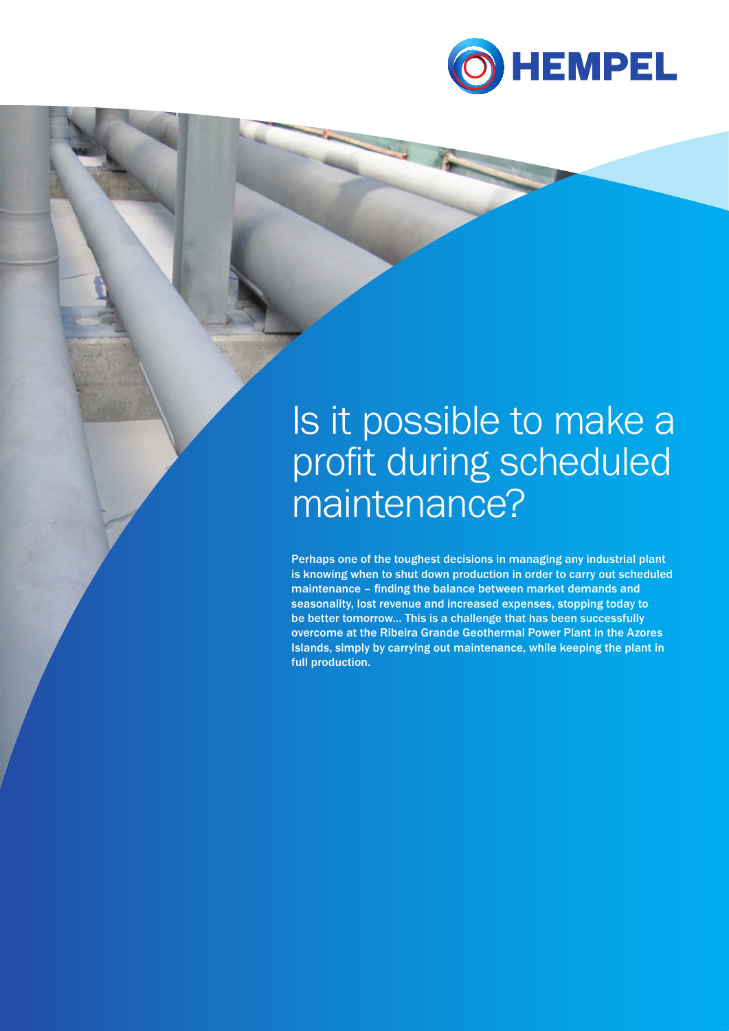# Is it possible to make a profit during scheduled maintenance?

**Perhaps one of the toughest decisions in managing any industrial plant is knowing when to shut down production in order to carry out scheduled maintenance – finding the balance between market demands and seasonality, lost revenue and increased expenses, stopping today to be better tomorrow... This is a challenge that has been successfully overcome at the Ribeira Grande Geothermal Power Plant in the Azores Islands, simply by carrying out maintenance, while keeping the plant in full production.**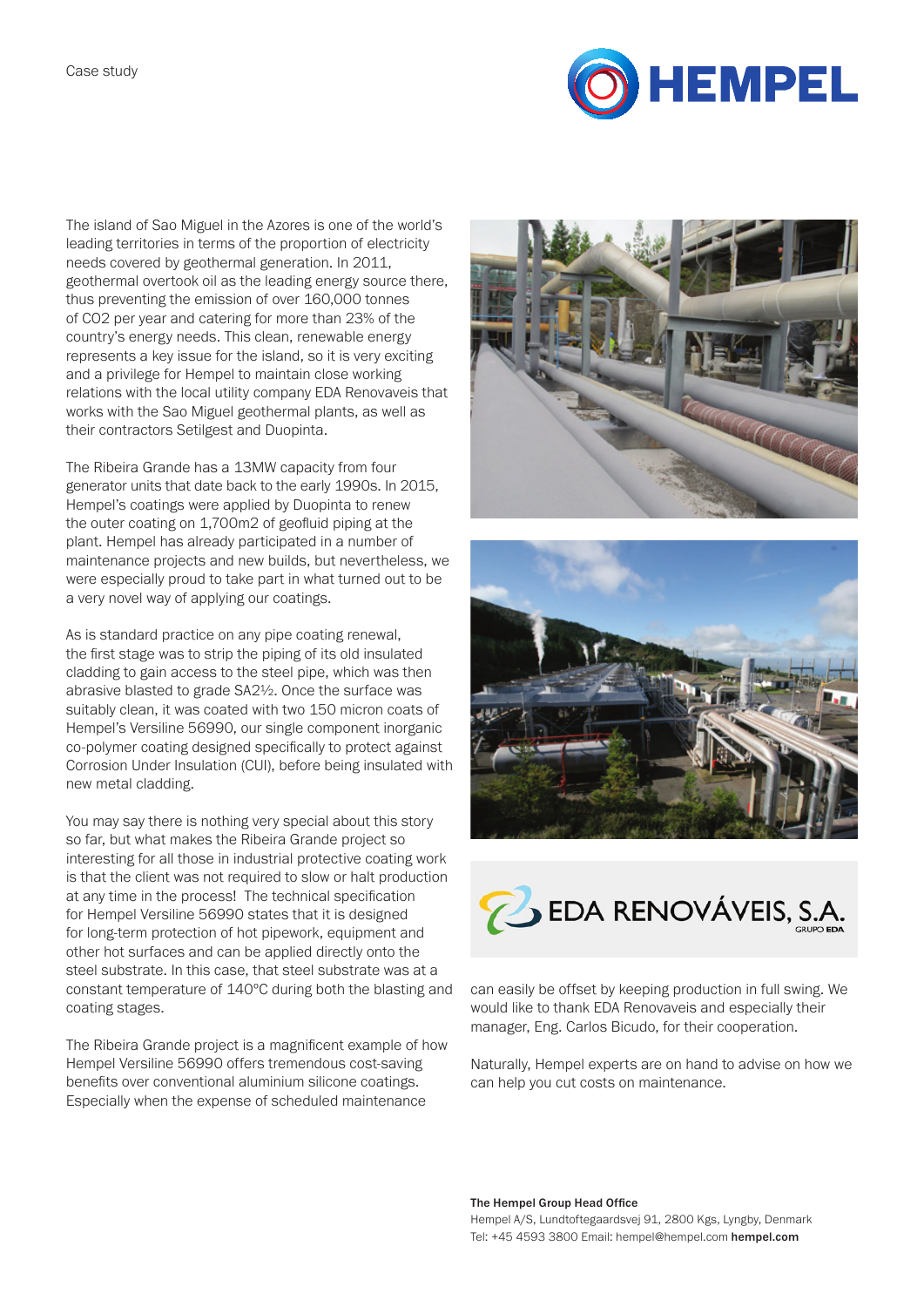Case study

The island of Sao Miguel in the Azores is one of the world's leading territories in terms of the proportion of electricity needs covered by geothermal generation. In 2011, geothermal overtook oil as the leading energy source there, thus preventing the emission of over 160,000 tonnes of CO2 per year and catering for more than 23% of the country's energy needs. This clean, renewable energy represents a key issue for the island, so it is very exciting and a privilege for Hempel to maintain close working relations with the local utility company EDA Renovaveis that works with the Sao Miguel geothermal plants, as well as their contractors Setilgest and Duopinta.

The Ribeira Grande has a 13MW capacity from four generator units that date back to the early 1990s. In 2015, Hempel's coatings were applied by Duopinta to renew the outer coating on 1,700m2 of geofluid piping at the plant. Hempel has already participated in a number of maintenance projects and new builds, but nevertheless, we were especially proud to take part in what turned out to be a very novel way of applying our coatings.

As is standard practice on any pipe coating renewal, the first stage was to strip the piping of its old insulated cladding to gain access to the steel pipe, which was then abrasive blasted to grade SA2½. Once the surface was suitably clean, it was coated with two 150 micron coats of Hempel's Versiline 56990, our single component inorganic co-polymer coating designed specifically to protect against Corrosion Under Insulation (CUI), before being insulated with new metal cladding.

You may say there is nothing very special about this story so far, but what makes the Ribeira Grande project so interesting for all those in industrial protective coating work is that the client was not required to slow or halt production at any time in the process! The technical specification for Hempel Versiline 56990 states that it is designed for long-term protection of hot pipework, equipment and other hot surfaces and can be applied directly onto the steel substrate. In this case, that steel substrate was at a constant temperature of 140°C during both the blasting and coating stages.

The Ribeira Grande project is a magnificent example of how Hempel Versiline 56990 offers tremendous cost-saving benefits over conventional aluminium silicone coatings. Especially when the expense of scheduled maintenance can easily be offset by keeping production in full swing. We would like to thank EDA Renovaveis and especially their manager, Eng. Carlos Bicudo, for their cooperation.

Naturally, Hempel experts are on hand to advise on how we can help you cut costs on maintenance.

EDA RENOVÁVEIS, S.A.
GRUPO EDA

**The Hempel Group Head Office**
Hempel A/S, Lundtoftegaardsvej 91, 2800 Kgs, Lyngby, Denmark
Tel: +45 4593 3800 Email: hempel@hempel.com **hempel.com**